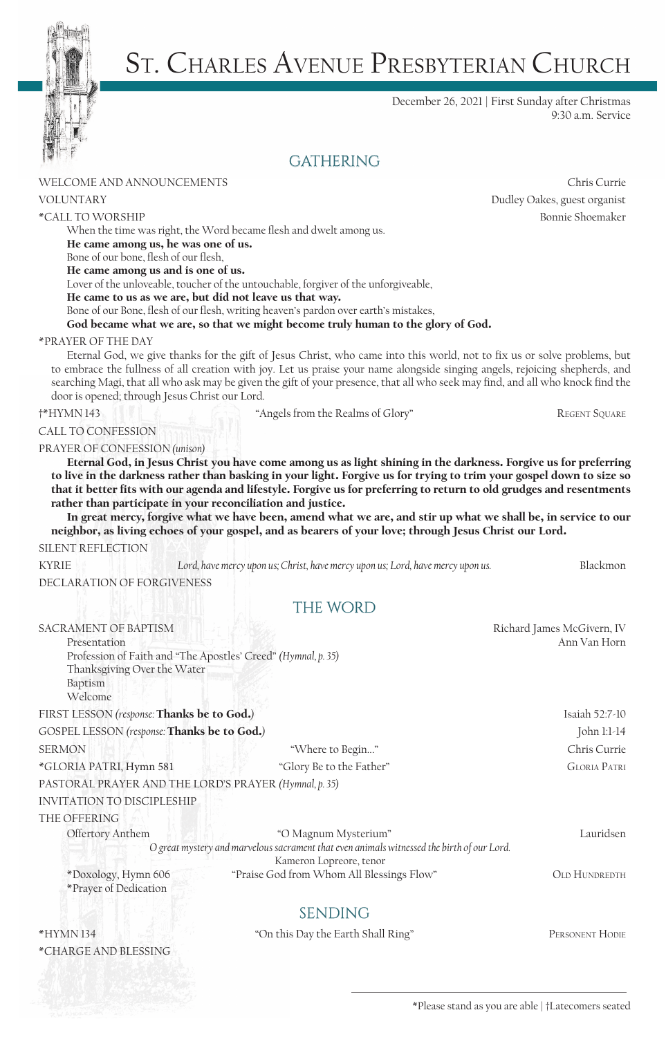# St. Charles Avenue Presbyterian Church

December 26, 2021 | First Sunday after Christmas
9:30 a.m. Service

## GATHERING

WELCOME AND ANNOUNCEMENTS — Chris Currie

VOLUNTARY — Dudley Oakes, guest organist

*CALL TO WORSHIP — Bonnie Shoemaker

When the time was right, the Word became flesh and dwelt among us.
**He came among us, he was one of us.**
Bone of our bone, flesh of our flesh,
**He came among us and is one of us.**
Lover of the unloveable, toucher of the untouchable, forgiver of the unforgiveable,
**He came to us as we are, but did not leave us that way.**
Bone of our Bone, flesh of our flesh, writing heaven's pardon over earth's mistakes,
**God became what we are, so that we might become truly human to the glory of God.**

*PRAYER OF THE DAY

Eternal God, we give thanks for the gift of Jesus Christ, who came into this world, not to fix us or solve problems, but to embrace the fullness of all creation with joy. Let us praise your name alongside singing angels, rejoicing shepherds, and searching Magi, that all who ask may be given the gift of your presence, that all who seek may find, and all who knock find the door is opened; through Jesus Christ our Lord.

†*HYMN 143 — "Angels from the Realms of Glory" — Regent Square

CALL TO CONFESSION

PRAYER OF CONFESSION *(unison)*

**Eternal God, in Jesus Christ you have come among us as light shining in the darkness. Forgive us for preferring to live in the darkness rather than basking in your light. Forgive us for trying to trim your gospel down to size so that it better fits with our agenda and lifestyle. Forgive us for preferring to return to old grudges and resentments rather than participate in your reconciliation and justice.**

**In great mercy, forgive what we have been, amend what we are, and stir up what we shall be, in service to our neighbor, as living echoes of your gospel, and as bearers of your love; through Jesus Christ our Lord.**

SILENT REFLECTION

KYRIE — *Lord, have mercy upon us; Christ, have mercy upon us; Lord, have mercy upon us.* — Blackmon

DECLARATION OF FORGIVENESS

## THE WORD

SACRAMENT OF BAPTISM — Richard James McGivern, IV; Ann Van Horn

- Presentation
- Profession of Faith and "The Apostles' Creed" *(Hymnal, p. 35)*
- Thanksgiving Over the Water
- Baptism
- Welcome

FIRST LESSON *(response:* **Thanks be to God.***)* — Isaiah 52:7-10

GOSPEL LESSON *(response:* **Thanks be to God.***)* — John 1:1-14

SERMON — "Where to Begin…" — Chris Currie

*GLORIA PATRI, Hymn 581 — "Glory Be to the Father" — Gloria Patri

PASTORAL PRAYER AND THE LORD'S PRAYER *(Hymnal, p. 35)*

INVITATION TO DISCIPLESHIP

THE OFFERING

- Offertory Anthem — "O Magnum Mysterium" — Lauridsen
  *O great mystery and marvelous sacrament that even animals witnessed the birth of our Lord.*
  Kameron Lopreore, tenor
- *Doxology, Hymn 606 — "Praise God from Whom All Blessings Flow" — Old Hundredth
- *Prayer of Dedication

## SENDING

*HYMN 134 — "On this Day the Earth Shall Ring" — Personent Hodie

*CHARGE AND BLESSING

*Please stand as you are able | †Latecomers seated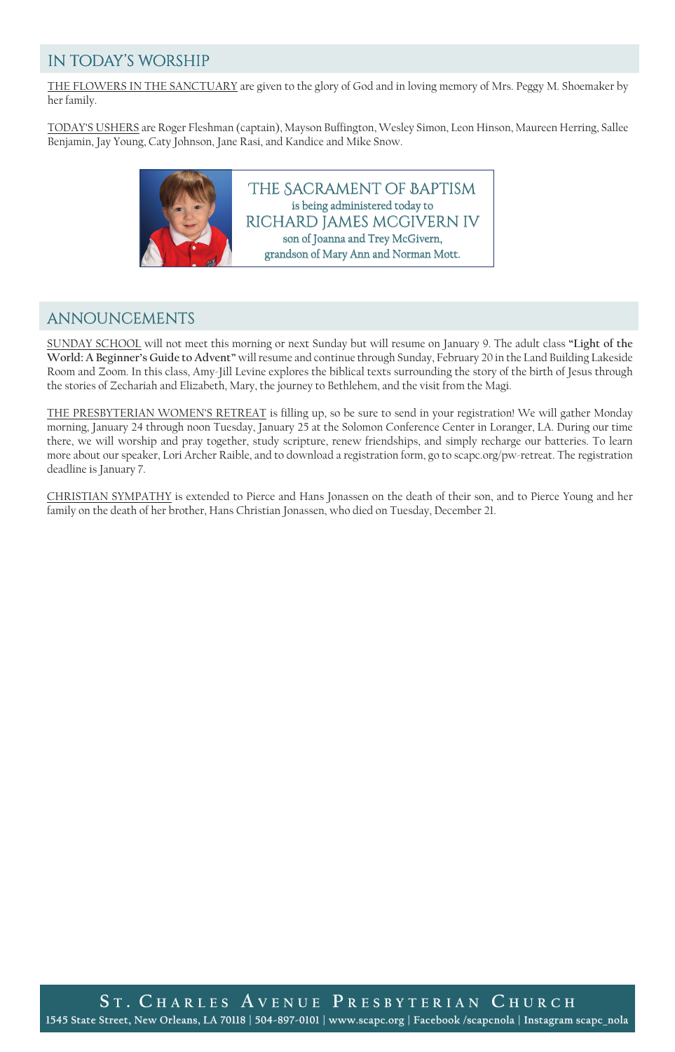## IN TODAY'S WORSHIP

THE FLOWERS IN THE SANCTUARY are given to the glory of God and in loving memory of Mrs. Peggy M. Shoemaker by her family.

TODAY'S USHERS are Roger Fleshman (captain), Mayson Buffington, Wesley Simon, Leon Hinson, Maureen Herring, Sallee Benjamin, Jay Young, Caty Johnson, Jane Rasi, and Kandice and Mike Snow.

THE SACRAMENT OF BAPTISM
is being administered today to
RICHARD JAMES MCGIVERN IV
son of Joanna and Trey McGivern,
grandson of Mary Ann and Norman Mott.

## ANNOUNCEMENTS

SUNDAY SCHOOL will not meet this morning or next Sunday but will resume on January 9. The adult class **"Light of the World: A Beginner's Guide to Advent"** will resume and continue through Sunday, February 20 in the Land Building Lakeside Room and Zoom. In this class, Amy-Jill Levine explores the biblical texts surrounding the story of the birth of Jesus through the stories of Zechariah and Elizabeth, Mary, the journey to Bethlehem, and the visit from the Magi.

THE PRESBYTERIAN WOMEN'S RETREAT is filling up, so be sure to send in your registration! We will gather Monday morning, January 24 through noon Tuesday, January 25 at the Solomon Conference Center in Loranger, LA. During our time there, we will worship and pray together, study scripture, renew friendships, and simply recharge our batteries. To learn more about our speaker, Lori Archer Raible, and to download a registration form, go to scapc.org/pw-retreat. The registration deadline is January 7.

CHRISTIAN SYMPATHY is extended to Pierce and Hans Jonassen on the death of their son, and to Pierce Young and her family on the death of her brother, Hans Christian Jonassen, who died on Tuesday, December 21.

ST. CHARLES AVENUE PRESBYTERIAN CHURCH
1545 State Street, New Orleans, LA 70118 | 504-897-0101 | www.scapc.org | Facebook /scapcnola | Instagram scapc_nola